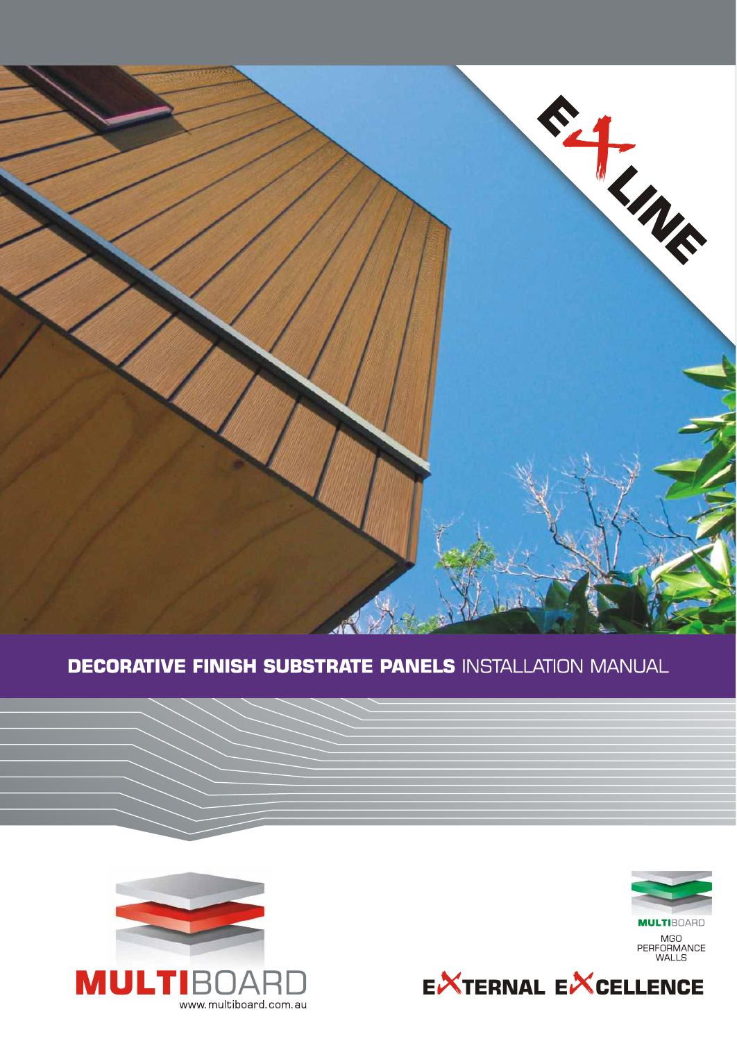EXLINE

# DECORATIVE FINISH SUBSTRATE PANELS INSTALLATION MANUAL

MULTIBOARD
www.multiboard.com.au

MULTIBOARD
MGO PERFORMANCE WALLS

EXTERNAL EXCELLENCE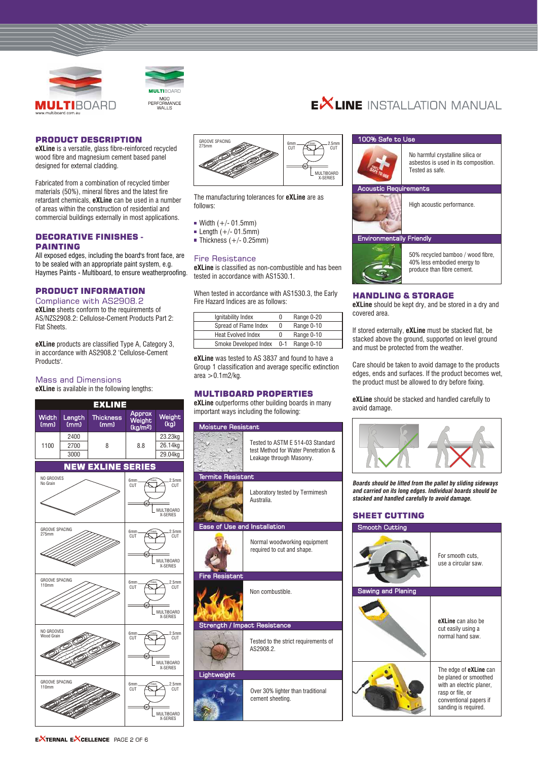# EXLINE INSTALLATION MANUAL

## PRODUCT DESCRIPTION

**eXLine** is a versatile, glass fibre-reinforced recycled wood fibre and magnesium cement based panel designed for external cladding.

Fabricated from a combination of recycled timber materials (50%), mineral fibres and the latest fire retardant chemicals, **eXLine** can be used in a number of areas within the construction of residential and commercial buildings externally in most applications.

## DECORATIVE FINISHES - PAINTING

All exposed edges, including the board's front face, are to be sealed with an appropriate paint system, e.g. Haymes Paints - Multiboard, to ensure weatherproofing.

## PRODUCT INFORMATION

### Compliance with AS2908.2

**eXLine** sheets conform to the requirements of AS/NZS2908.2: Cellulose-Cement Products Part 2: Flat Sheets.

**eXLine** products are classified Type A, Category 3, in accordance with AS2908.2 'Cellulose-Cement Products'.

### Mass and Dimensions

**eXLine** is available in the following lengths:

| EXLINE | | | | |
|---|---|---|---|---|
| Width (mm) | Length (mm) | Thickness (mm) | Approx Weight (kg/m2) | Weight (kg) |
| 1100 | 2400 | 8 | 8.8 | 23.23kg |
| | 2700 | | | 26.14kg |
| | 3000 | | | 29.04kg |

**NEW EXLINE SERIES**

| Profile | Cut |
|---|---|
| NO GROOVES No Grain | 6mm CUT / 2.5mm CUT – MULTIBOARD X-SERIES |
| GROOVE SPACING 275mm | 6mm CUT / 2.5mm CUT – MULTIBOARD X-SERIES |
| GROOVE SPACING 110mm | 6mm CUT / 2.5mm CUT – MULTIBOARD X-SERIES |
| NO GROOVES Wood Grain | 6mm CUT / 2.5mm CUT – MULTIBOARD X-SERIES |
| GROOVE SPACING 110mm | 6mm CUT / 2.5mm CUT – MULTIBOARD X-SERIES |

GROOVE SPACING 275mm — 6mm CUT / 2.5mm CUT — MULTIBOARD X-SERIES

The manufacturing tolerances for **eXLine** are as follows:

- Width (+/- 01.5mm)
- Length (+/- 01.5mm)
- Thickness (+/- 0.25mm)

### Fire Resistance

**eXLine** is classified as non-combustible and has been tested in accordance with AS1530.1.

When tested in accordance with AS1530.3, the Early Fire Hazard Indices are as follows:

| Index | Value | Range |
|---|---|---|
| Ignitability Index | 0 | Range 0-20 |
| Spread of Flame Index | 0 | Range 0-10 |
| Heat Evolved Index | 0 | Range 0-10 |
| Smoke Developed Index | 0-1 | Range 0-10 |

**eXLine** was tested to AS 3837 and found to have a Group 1 classification and average specific extinction area >0.1m2/kg.

## MULTIBOARD PROPERTIES

**eXLine** outperforms other building boards in many important ways including the following:

**Moisture Resistant**
Tested to ASTM E 514-03 Standard test Method for Water Penetration & Leakage through Masonry.

**Termite Resistant**
Laboratory tested by Termimesh Australia.

**Ease of Use and Installation**
Normal woodworking equipment required to cut and shape.

**Fire Resistant**
Non combustible.

**Strength / Impact Resistance**
Tested to the strict requirements of AS2908.2.

**Lightweight**
Over 30% lighter than traditional cement sheeting.

**100% Safe to Use**
No harmful crystalline silica or asbestos is used in its composition. Tested as safe.

**Acoustic Requirements**
High acoustic performance.

**Environmentally Friendly**
50% recycled bamboo / wood fibre, 40% less embodied energy to produce than fibre cement.

## HANDLING & STORAGE

**eXLine** should be kept dry, and be stored in a dry and covered area.

If stored externally, **eXLine** must be stacked flat, be stacked above the ground, supported on level ground and must be protected from the weather.

Care should be taken to avoid damage to the products edges, ends and surfaces. If the product becomes wet, the product must be allowed to dry before fixing.

**eXLine** should be stacked and handled carefully to avoid damage.

***Boards should be lifted from the pallet by sliding sideways and carried on its long edges. Individual boards should be stacked and handled carefully to avoid damage.***

## SHEET CUTTING

**Smooth Cutting**
For smooth cuts, use a circular saw.

**Sawing and Planing**
**eXLine** can also be cut easily using a normal hand saw.

The edge of **eXLine** can be planed or smoothed with an electric planer, rasp or file, or conventional papers if sanding is required.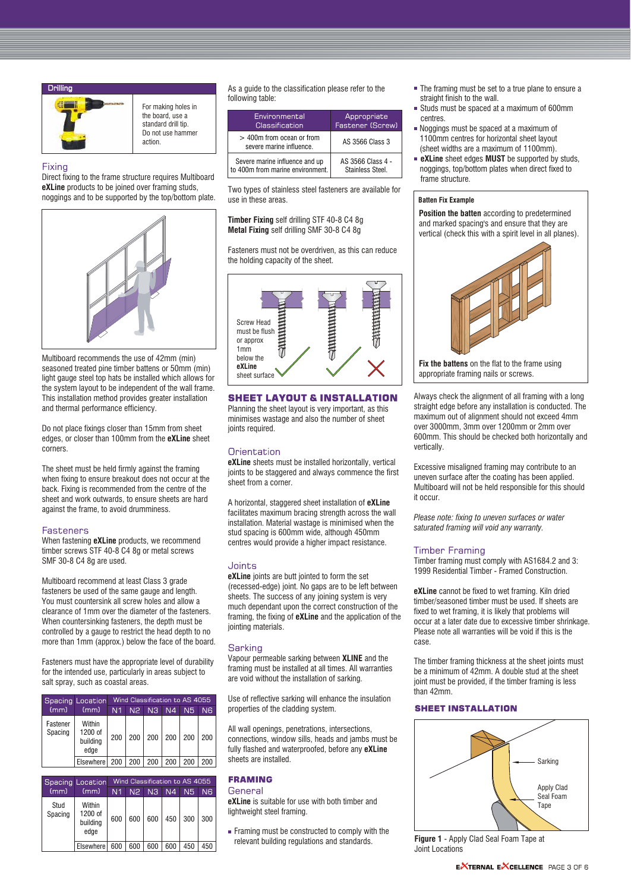## Drilling

For making holes in the board, use a standard drill tip. Do not use hammer action.

## Fixing

Direct fixing to the frame structure requires Multiboard **eXLine** products to be joined over framing studs, noggings and to be supported by the top/bottom plate.

Multiboard recommends the use of 42mm (min) seasoned treated pine timber battens or 50mm (min) light gauge steel top hats be installed which allows for the system layout to be independent of the wall frame. This installation method provides greater installation and thermal performance efficiency.

Do not place fixings closer than 15mm from sheet edges, or closer than 100mm from the **eXLine** sheet corners.

The sheet must be held firmly against the framing when fixing to ensure breakout does not occur at the back. Fixing is recommended from the centre of the sheet and work outwards, to ensure sheets are hard against the frame, to avoid drumminess.

## Fasteners

When fastening **eXLine** products, we recommend timber screws STF 40-8 C4 8g or metal screws SMF 30-8 C4 8g are used.

Multiboard recommend at least Class 3 grade fasteners be used of the same gauge and length. You must countersink all screw holes and allow a clearance of 1mm over the diameter of the fasteners. When countersinking fasteners, the depth must be controlled by a gauge to restrict the head depth to no more than 1mm (approx.) below the face of the board.

Fasteners must have the appropriate level of durability for the intended use, particularly in areas subject to salt spray, such as coastal areas.

| Spacing (mm) | Location (mm) | Wind Classification to AS 4055 | | | | | |
|---|---|---|---|---|---|---|---|
| | | N1 | N2 | N3 | N4 | N5 | N6 |
| Fastener Spacing | Within 1200 of building edge | 200 | 200 | 200 | 200 | 200 | 200 |
| | Elsewhere | 200 | 200 | 200 | 200 | 200 | 200 |

| Spacing (mm) | Location (mm) | Wind Classification to AS 4055 | | | | | |
|---|---|---|---|---|---|---|---|
| | | N1 | N2 | N3 | N4 | N5 | N6 |
| Stud Spacing | Within 1200 of building edge | 600 | 600 | 600 | 450 | 300 | 300 |
| | Elsewhere | 600 | 600 | 600 | 600 | 450 | 450 |

As a guide to the classification please refer to the following table:

| Environmental Classification | Appropriate Fastener (Screw) |
|---|---|
| > 400m from ocean or from severe marine influence. | AS 3566 Class 3 |
| Severe marine influence and up to 400m from marine environment. | AS 3566 Class 4 - Stainless Steel. |

Two types of stainless steel fasteners are available for use in these areas.

**Timber Fixing** self drilling STF 40-8 C4 8g
**Metal Fixing** self drilling SMF 30-8 C4 8g

Fasteners must not be overdriven, as this can reduce the holding capacity of the sheet.

Screw Head must be flush or approx 1mm below the **eXLine** sheet surface

## SHEET LAYOUT & INSTALLATION

Planning the sheet layout is very important, as this minimises wastage and also the number of sheet joints required.

### Orientation

**eXLine** sheets must be installed horizontally, vertical joints to be staggered and always commence the first sheet from a corner.

A horizontal, staggered sheet installation of **eXLine** facilitates maximum bracing strength across the wall installation. Material wastage is minimised when the stud spacing is 600mm wide, although 450mm centres would provide a higher impact resistance.

### Joints

**eXLine** joints are butt jointed to form the set (recessed-edge) joint. No gaps are to be left between sheets. The success of any joining system is very much dependant upon the correct construction of the framing, the fixing of **eXLine** and the application of the jointing materials.

### Sarking

Vapour permeable sarking between **XLINE** and the framing must be installed at all times. All warranties are void without the installation of sarking.

Use of reflective sarking will enhance the insulation properties of the cladding system.

All wall openings, penetrations, intersections, connections, window sills, heads and jambs must be fully flashed and waterproofed, before any **eXLine** sheets are installed.

## FRAMING

### General

**eXLine** is suitable for use with both timber and lightweight steel framing.

- Framing must be constructed to comply with the relevant building regulations and standards.
- The framing must be set to a true plane to ensure a straight finish to the wall.
- Studs must be spaced at a maximum of 600mm centres.
- Noggings must be spaced at a maximum of 1100mm centres for horizontal sheet layout (sheet widths are a maximum of 1100mm).
- **eXLine** sheet edges **MUST** be supported by studs, noggings, top/bottom plates when direct fixed to frame structure.

**Batten Fix Example**

**Position the batten** according to predetermined and marked spacing's and ensure that they are vertical (check this with a spirit level in all planes).

**Fix the battens** on the flat to the frame using appropriate framing nails or screws.

Always check the alignment of all framing with a long straight edge before any installation is conducted. The maximum out of alignment should not exceed 4mm over 3000mm, 3mm over 1200mm or 2mm over 600mm. This should be checked both horizontally and vertically.

Excessive misaligned framing may contribute to an uneven surface after the coating has been applied. Multiboard will not be held responsible for this should it occur.

*Please note: fixing to uneven surfaces or water saturated framing will void any warranty.*

### Timber Framing

Timber framing must comply with AS1684.2 and 3: 1999 Residential Timber - Framed Construction.

**eXLine** cannot be fixed to wet framing. Kiln dried timber/seasoned timber must be used. If sheets are fixed to wet framing, it is likely that problems will occur at a later date due to excessive timber shrinkage. Please note all warranties will be void if this is the case.

The timber framing thickness at the sheet joints must be a minimum of 42mm. A double stud at the sheet joint must be provided, if the timber framing is less than 42mm.

## SHEET INSTALLATION

Sarking

Apply Clad Seal Foam Tape

**Figure 1** - Apply Clad Seal Foam Tape at Joint Locations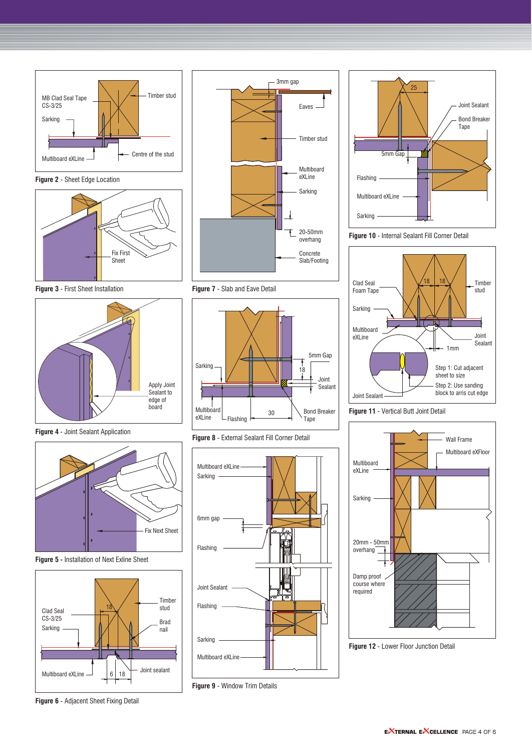MB Clad Seal Tape CS-3/25

Sarking

Timber stud

Multiboard eXLine

Centre of the stud

**Figure 2** - Sheet Edge Location

Fix First Sheet

**Figure 3** - First Sheet Installation

Apply Joint Sealant to edge of board

**Figure 4** - Joint Sealant Application

Fix Next Sheet

**Figure 5** - Installation of Next Exline Sheet

Clad Seal CS-3/25

Sarking

18

Timber stud

Brad nail

Multiboard eXLine

6 18

Joint sealant

**Figure 6** - Adjacent Sheet Fixing Detail

3mm gap

Eaves

Timber stud

Multiboard eXLine

Sarking

20-50mm overhang

Concrete Slab/Footing

**Figure 7** - Slab and Eave Detail

Sarking

5mm Gap

18

Joint Sealant

Multiboard eXLine

Flashing

30

Bond Breaker Tape

**Figure 8** - External Sealant Fill Corner Detail

Multiboard eXLine

Sarking

6mm gap

Flashing

Joint Sealant

Flashing

Sarking

Multiboard eXLine

**Figure 9** - Window Trim Details

25

Joint Sealant

Bond Breaker Tape

5mm Gap

Flashing

Multiboard eXLine

Sarking

**Figure 10** - Internal Sealant Fill Corner Detail

Clad Seal Foam Tape

18 18

Timber stud

Sarking

Multiboard eXLine

Joint Sealant

1mm

Step 1: Cut adjacent sheet to size

Step 2: Use sanding block to arris cut edge

Joint Sealant

**Figure 11** - Vertical Butt Joint Detail

Wall Frame

Multiboard eXFloor

Multiboard eXLine

Sarking

20mm - 50mm overhang

Damp proof course where required

**Figure 12** - Lower Floor Junction Detail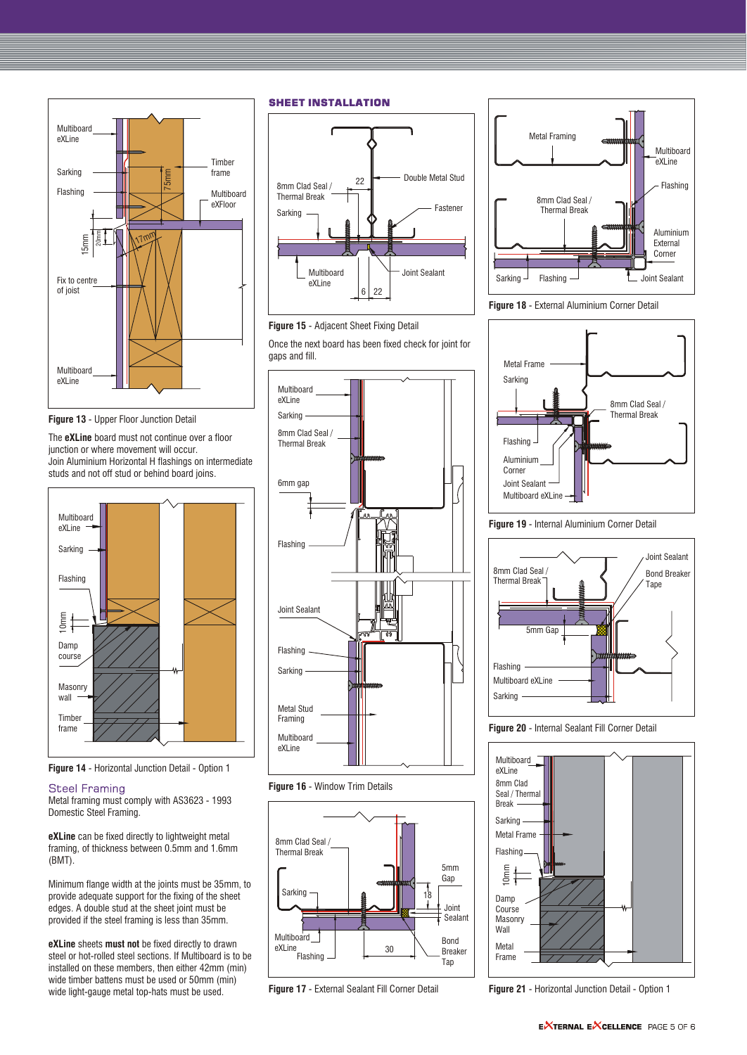**Figure 13** - Upper Floor Junction Detail

The **eXLine** board must not continue over a floor junction or where movement will occur.
Join Aluminium Horizontal H flashings on intermediate studs and not off stud or behind board joins.

**Figure 14** - Horizontal Junction Detail - Option 1

## Steel Framing

Metal framing must comply with AS3623 - 1993 Domestic Steel Framing.

**eXLine** can be fixed directly to lightweight metal framing, of thickness between 0.5mm and 1.6mm (BMT).

Minimum flange width at the joints must be 35mm, to provide adequate support for the fixing of the sheet edges. A double stud at the sheet joint must be provided if the steel framing is less than 35mm.

**eXLine** sheets **must not** be fixed directly to drawn steel or hot-rolled steel sections. If Multiboard is to be installed on these members, then either 42mm (min) wide timber battens must be used or 50mm (min) wide light-gauge metal top-hats must be used.

## SHEET INSTALLATION

**Figure 15** - Adjacent Sheet Fixing Detail

Once the next board has been fixed check for joint for gaps and fill.

**Figure 16** - Window Trim Details

**Figure 17** - External Sealant Fill Corner Detail

**Figure 18** - External Aluminium Corner Detail

**Figure 19** - Internal Aluminium Corner Detail

**Figure 20** - Internal Sealant Fill Corner Detail

**Figure 21** - Horizontal Junction Detail - Option 1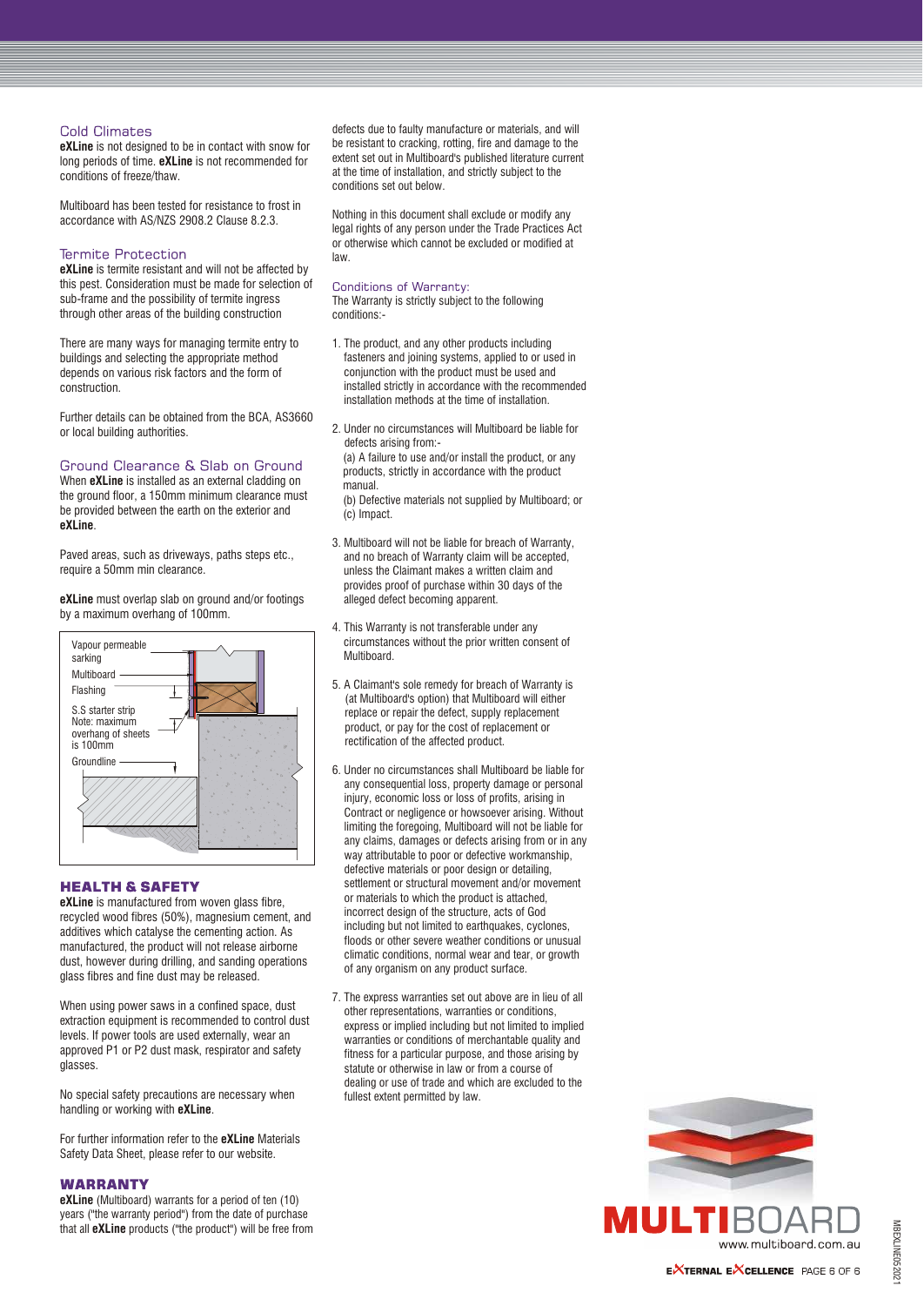## Cold Climates

**eXLine** is not designed to be in contact with snow for long periods of time. **eXLine** is not recommended for conditions of freeze/thaw.

Multiboard has been tested for resistance to frost in accordance with AS/NZS 2908.2 Clause 8.2.3.

## Termite Protection

**eXLine** is termite resistant and will not be affected by this pest. Consideration must be made for selection of sub-frame and the possibility of termite ingress through other areas of the building construction

There are many ways for managing termite entry to buildings and selecting the appropriate method depends on various risk factors and the form of construction.

Further details can be obtained from the BCA, AS3660 or local building authorities.

## Ground Clearance & Slab on Ground

When **eXLine** is installed as an external cladding on the ground floor, a 150mm minimum clearance must be provided between the earth on the exterior and **eXLine**.

Paved areas, such as driveways, paths steps etc., require a 50mm min clearance.

**eXLine** must overlap slab on ground and/or footings by a maximum overhang of 100mm.

Vapour permeable sarking

Multiboard

Flashing

S.S starter strip

Note: maximum overhang of sheets is 100mm

Groundline

## HEALTH & SAFETY

**eXLine** is manufactured from woven glass fibre, recycled wood fibres (50%), magnesium cement, and additives which catalyse the cementing action. As manufactured, the product will not release airborne dust, however during drilling, and sanding operations glass fibres and fine dust may be released.

When using power saws in a confined space, dust extraction equipment is recommended to control dust levels. If power tools are used externally, wear an approved P1 or P2 dust mask, respirator and safety glasses.

No special safety precautions are necessary when handling or working with **eXLine**.

For further information refer to the **eXLine** Materials Safety Data Sheet, please refer to our website.

## WARRANTY

**eXLine** (Multiboard) warrants for a period of ten (10) years ("the warranty period") from the date of purchase that all **eXLine** products ("the product") will be free from defects due to faulty manufacture or materials, and will be resistant to cracking, rotting, fire and damage to the extent set out in Multiboard's published literature current at the time of installation, and strictly subject to the conditions set out below.

Nothing in this document shall exclude or modify any legal rights of any person under the Trade Practices Act or otherwise which cannot be excluded or modified at law.

### Conditions of Warranty:

The Warranty is strictly subject to the following conditions:-

1. The product, and any other products including fasteners and joining systems, applied to or used in conjunction with the product must be used and installed strictly in accordance with the recommended installation methods at the time of installation.

2. Under no circumstances will Multiboard be liable for defects arising from:-
   (a) A failure to use and/or install the product, or any products, strictly in accordance with the product manual.
   (b) Defective materials not supplied by Multiboard; or
   (c) Impact.

3. Multiboard will not be liable for breach of Warranty, and no breach of Warranty claim will be accepted, unless the Claimant makes a written claim and provides proof of purchase within 30 days of the alleged defect becoming apparent.

4. This Warranty is not transferable under any circumstances without the prior written consent of Multiboard.

5. A Claimant's sole remedy for breach of Warranty is (at Multiboard's option) that Multiboard will either replace or repair the defect, supply replacement product, or pay for the cost of replacement or rectification of the affected product.

6. Under no circumstances shall Multiboard be liable for any consequential loss, property damage or personal injury, economic loss or loss of profits, arising in Contract or negligence or howsoever arising. Without limiting the foregoing, Multiboard will not be liable for any claims, damages or defects arising from or in any way attributable to poor or defective workmanship, defective materials or poor design or detailing, settlement or structural movement and/or movement or materials to which the product is attached, incorrect design of the structure, acts of God including but not limited to earthquakes, cyclones, floods or other severe weather conditions or unusual climatic conditions, normal wear and tear, or growth of any organism on any product surface.

7. The express warranties set out above are in lieu of all other representations, warranties or conditions, express or implied including but not limited to implied warranties or conditions of merchantable quality and fitness for a particular purpose, and those arising by statute or otherwise in law or from a course of dealing or use of trade and which are excluded to the fullest extent permitted by law.

MULTIBOARD
www.multiboard.com.au

MBEXLINE052021